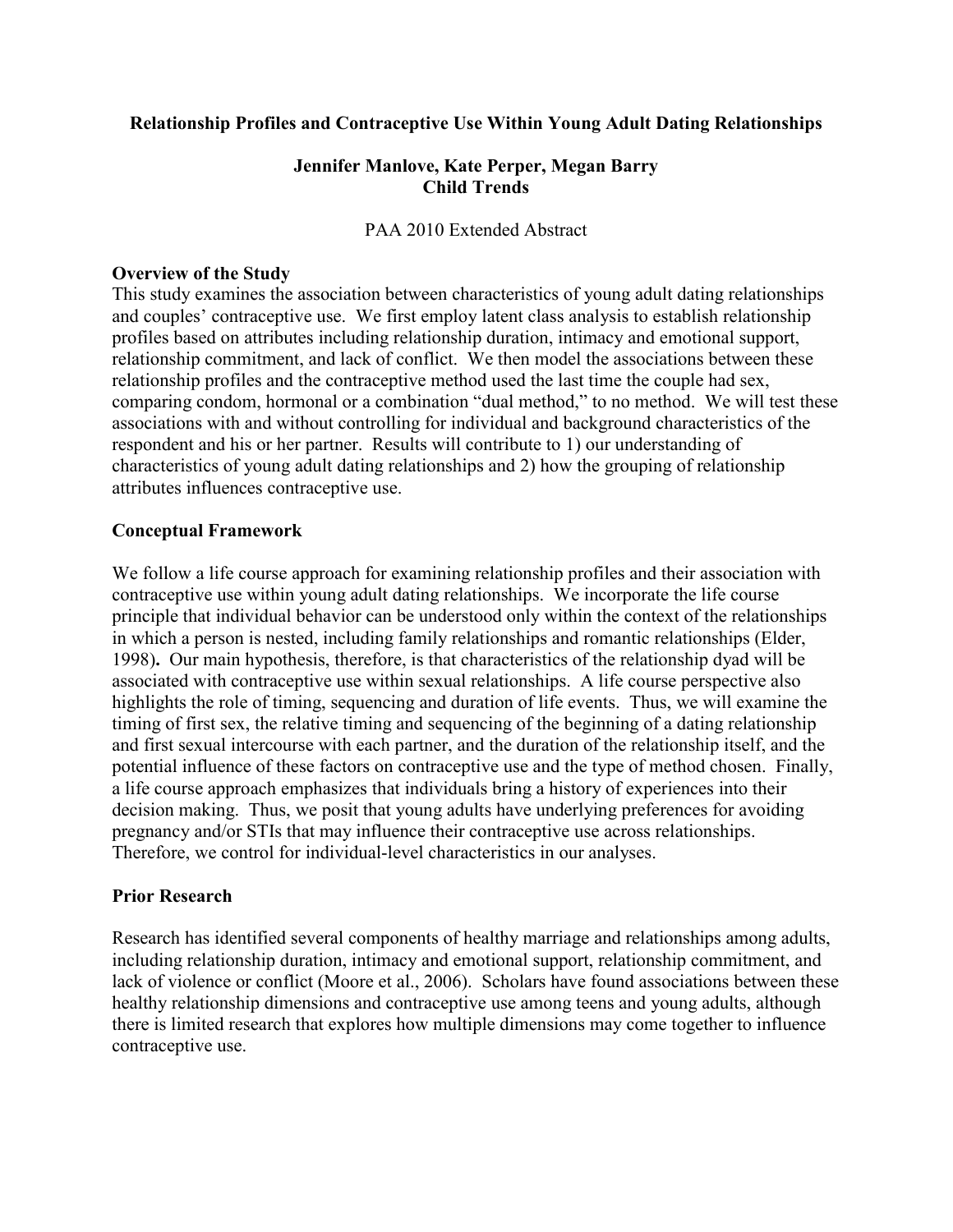# Relationship Profiles and Contraceptive Use Within Young Adult Dating Relationships

**Jennifer Manlove, Kate Perper, Megan Barry**
**Child Trends**

PAA 2010 Extended Abstract

## Overview of the Study

This study examines the association between characteristics of young adult dating relationships and couples' contraceptive use. We first employ latent class analysis to establish relationship profiles based on attributes including relationship duration, intimacy and emotional support, relationship commitment, and lack of conflict. We then model the associations between these relationship profiles and the contraceptive method used the last time the couple had sex, comparing condom, hormonal or a combination "dual method," to no method. We will test these associations with and without controlling for individual and background characteristics of the respondent and his or her partner. Results will contribute to 1) our understanding of characteristics of young adult dating relationships and 2) how the grouping of relationship attributes influences contraceptive use.

## Conceptual Framework

We follow a life course approach for examining relationship profiles and their association with contraceptive use within young adult dating relationships. We incorporate the life course principle that individual behavior can be understood only within the context of the relationships in which a person is nested, including family relationships and romantic relationships (Elder, 1998)**.** Our main hypothesis, therefore, is that characteristics of the relationship dyad will be associated with contraceptive use within sexual relationships. A life course perspective also highlights the role of timing, sequencing and duration of life events. Thus, we will examine the timing of first sex, the relative timing and sequencing of the beginning of a dating relationship and first sexual intercourse with each partner, and the duration of the relationship itself, and the potential influence of these factors on contraceptive use and the type of method chosen. Finally, a life course approach emphasizes that individuals bring a history of experiences into their decision making. Thus, we posit that young adults have underlying preferences for avoiding pregnancy and/or STIs that may influence their contraceptive use across relationships. Therefore, we control for individual-level characteristics in our analyses.

## Prior Research

Research has identified several components of healthy marriage and relationships among adults, including relationship duration, intimacy and emotional support, relationship commitment, and lack of violence or conflict (Moore et al., 2006). Scholars have found associations between these healthy relationship dimensions and contraceptive use among teens and young adults, although there is limited research that explores how multiple dimensions may come together to influence contraceptive use.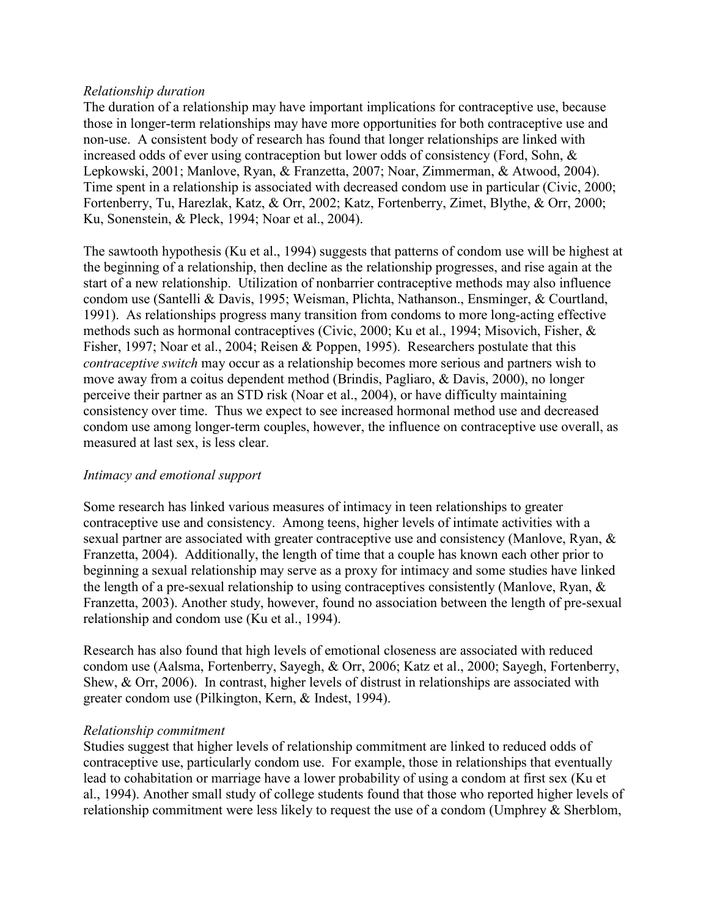*Relationship duration*

The duration of a relationship may have important implications for contraceptive use, because those in longer-term relationships may have more opportunities for both contraceptive use and non-use. A consistent body of research has found that longer relationships are linked with increased odds of ever using contraception but lower odds of consistency (Ford, Sohn, & Lepkowski, 2001; Manlove, Ryan, & Franzetta, 2007; Noar, Zimmerman, & Atwood, 2004). Time spent in a relationship is associated with decreased condom use in particular (Civic, 2000; Fortenberry, Tu, Harezlak, Katz, & Orr, 2002; Katz, Fortenberry, Zimet, Blythe, & Orr, 2000; Ku, Sonenstein, & Pleck, 1994; Noar et al., 2004).

The sawtooth hypothesis (Ku et al., 1994) suggests that patterns of condom use will be highest at the beginning of a relationship, then decline as the relationship progresses, and rise again at the start of a new relationship. Utilization of nonbarrier contraceptive methods may also influence condom use (Santelli & Davis, 1995; Weisman, Plichta, Nathanson., Ensminger, & Courtland, 1991). As relationships progress many transition from condoms to more long-acting effective methods such as hormonal contraceptives (Civic, 2000; Ku et al., 1994; Misovich, Fisher, & Fisher, 1997; Noar et al., 2004; Reisen & Poppen, 1995). Researchers postulate that this *contraceptive switch* may occur as a relationship becomes more serious and partners wish to move away from a coitus dependent method (Brindis, Pagliaro, & Davis, 2000), no longer perceive their partner as an STD risk (Noar et al., 2004), or have difficulty maintaining consistency over time. Thus we expect to see increased hormonal method use and decreased condom use among longer-term couples, however, the influence on contraceptive use overall, as measured at last sex, is less clear.

*Intimacy and emotional support*

Some research has linked various measures of intimacy in teen relationships to greater contraceptive use and consistency. Among teens, higher levels of intimate activities with a sexual partner are associated with greater contraceptive use and consistency (Manlove, Ryan, & Franzetta, 2004). Additionally, the length of time that a couple has known each other prior to beginning a sexual relationship may serve as a proxy for intimacy and some studies have linked the length of a pre-sexual relationship to using contraceptives consistently (Manlove, Ryan, & Franzetta, 2003). Another study, however, found no association between the length of pre-sexual relationship and condom use (Ku et al., 1994).

Research has also found that high levels of emotional closeness are associated with reduced condom use (Aalsma, Fortenberry, Sayegh, & Orr, 2006; Katz et al., 2000; Sayegh, Fortenberry, Shew, & Orr, 2006). In contrast, higher levels of distrust in relationships are associated with greater condom use (Pilkington, Kern, & Indest, 1994).

*Relationship commitment*

Studies suggest that higher levels of relationship commitment are linked to reduced odds of contraceptive use, particularly condom use. For example, those in relationships that eventually lead to cohabitation or marriage have a lower probability of using a condom at first sex (Ku et al., 1994). Another small study of college students found that those who reported higher levels of relationship commitment were less likely to request the use of a condom (Umphrey & Sherblom,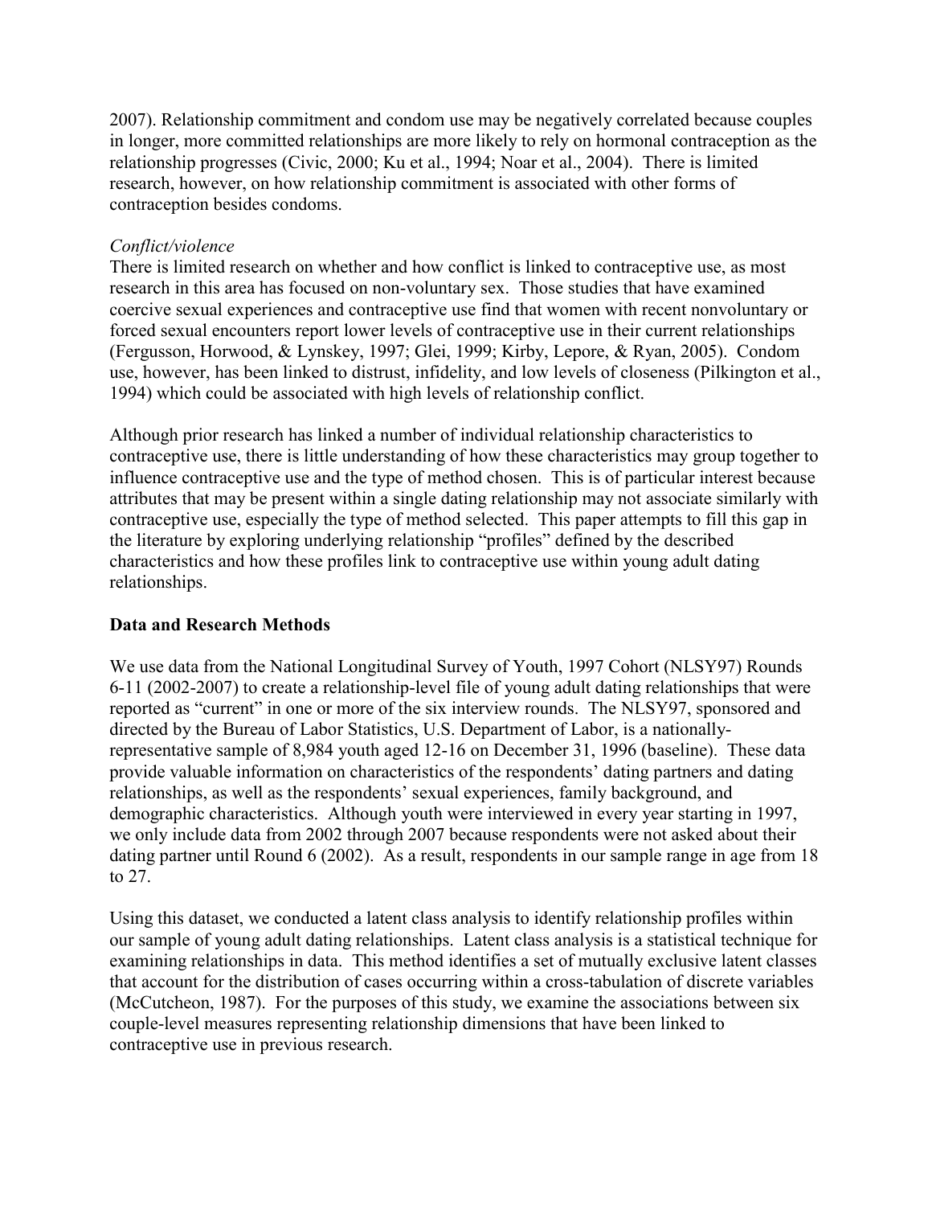2007). Relationship commitment and condom use may be negatively correlated because couples in longer, more committed relationships are more likely to rely on hormonal contraception as the relationship progresses (Civic, 2000; Ku et al., 1994; Noar et al., 2004). There is limited research, however, on how relationship commitment is associated with other forms of contraception besides condoms.

*Conflict/violence*

There is limited research on whether and how conflict is linked to contraceptive use, as most research in this area has focused on non-voluntary sex. Those studies that have examined coercive sexual experiences and contraceptive use find that women with recent nonvoluntary or forced sexual encounters report lower levels of contraceptive use in their current relationships (Fergusson, Horwood, & Lynskey, 1997; Glei, 1999; Kirby, Lepore, & Ryan, 2005). Condom use, however, has been linked to distrust, infidelity, and low levels of closeness (Pilkington et al., 1994) which could be associated with high levels of relationship conflict.

Although prior research has linked a number of individual relationship characteristics to contraceptive use, there is little understanding of how these characteristics may group together to influence contraceptive use and the type of method chosen. This is of particular interest because attributes that may be present within a single dating relationship may not associate similarly with contraceptive use, especially the type of method selected. This paper attempts to fill this gap in the literature by exploring underlying relationship "profiles" defined by the described characteristics and how these profiles link to contraceptive use within young adult dating relationships.

## Data and Research Methods

We use data from the National Longitudinal Survey of Youth, 1997 Cohort (NLSY97) Rounds 6-11 (2002-2007) to create a relationship-level file of young adult dating relationships that were reported as "current" in one or more of the six interview rounds. The NLSY97, sponsored and directed by the Bureau of Labor Statistics, U.S. Department of Labor, is a nationally-representative sample of 8,984 youth aged 12-16 on December 31, 1996 (baseline). These data provide valuable information on characteristics of the respondents' dating partners and dating relationships, as well as the respondents' sexual experiences, family background, and demographic characteristics. Although youth were interviewed in every year starting in 1997, we only include data from 2002 through 2007 because respondents were not asked about their dating partner until Round 6 (2002). As a result, respondents in our sample range in age from 18 to 27.

Using this dataset, we conducted a latent class analysis to identify relationship profiles within our sample of young adult dating relationships. Latent class analysis is a statistical technique for examining relationships in data. This method identifies a set of mutually exclusive latent classes that account for the distribution of cases occurring within a cross-tabulation of discrete variables (McCutcheon, 1987). For the purposes of this study, we examine the associations between six couple-level measures representing relationship dimensions that have been linked to contraceptive use in previous research.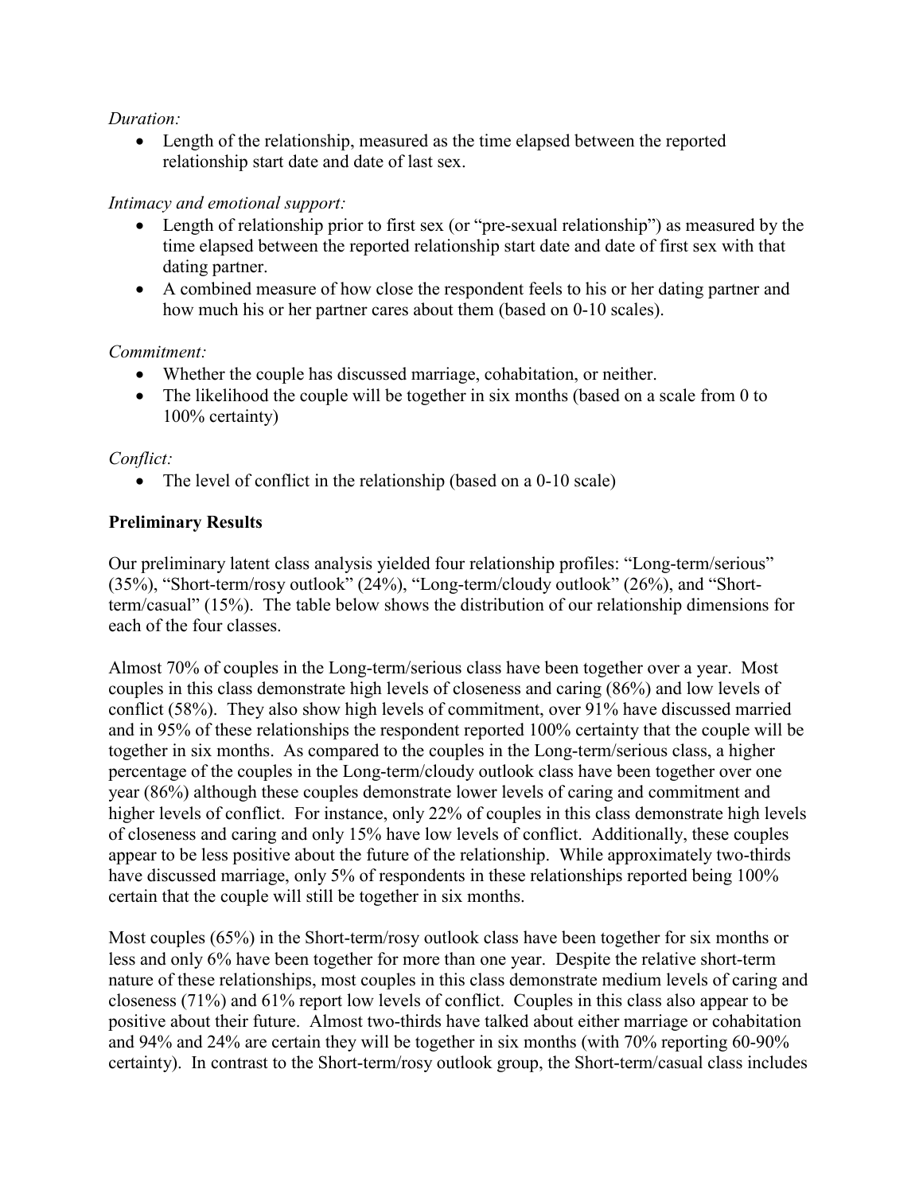*Duration:*

- Length of the relationship, measured as the time elapsed between the reported relationship start date and date of last sex.

*Intimacy and emotional support:*

- Length of relationship prior to first sex (or "pre-sexual relationship") as measured by the time elapsed between the reported relationship start date and date of first sex with that dating partner.
- A combined measure of how close the respondent feels to his or her dating partner and how much his or her partner cares about them (based on 0-10 scales).

*Commitment:*

- Whether the couple has discussed marriage, cohabitation, or neither.
- The likelihood the couple will be together in six months (based on a scale from 0 to 100% certainty)

*Conflict:*

- The level of conflict in the relationship (based on a 0-10 scale)

**Preliminary Results**

Our preliminary latent class analysis yielded four relationship profiles: "Long-term/serious" (35%), "Short-term/rosy outlook" (24%), "Long-term/cloudy outlook" (26%), and "Short-term/casual" (15%). The table below shows the distribution of our relationship dimensions for each of the four classes.

Almost 70% of couples in the Long-term/serious class have been together over a year. Most couples in this class demonstrate high levels of closeness and caring (86%) and low levels of conflict (58%). They also show high levels of commitment, over 91% have discussed married and in 95% of these relationships the respondent reported 100% certainty that the couple will be together in six months. As compared to the couples in the Long-term/serious class, a higher percentage of the couples in the Long-term/cloudy outlook class have been together over one year (86%) although these couples demonstrate lower levels of caring and commitment and higher levels of conflict. For instance, only 22% of couples in this class demonstrate high levels of closeness and caring and only 15% have low levels of conflict. Additionally, these couples appear to be less positive about the future of the relationship. While approximately two-thirds have discussed marriage, only 5% of respondents in these relationships reported being 100% certain that the couple will still be together in six months.

Most couples (65%) in the Short-term/rosy outlook class have been together for six months or less and only 6% have been together for more than one year. Despite the relative short-term nature of these relationships, most couples in this class demonstrate medium levels of caring and closeness (71%) and 61% report low levels of conflict. Couples in this class also appear to be positive about their future. Almost two-thirds have talked about either marriage or cohabitation and 94% and 24% are certain they will be together in six months (with 70% reporting 60-90% certainty). In contrast to the Short-term/rosy outlook group, the Short-term/casual class includes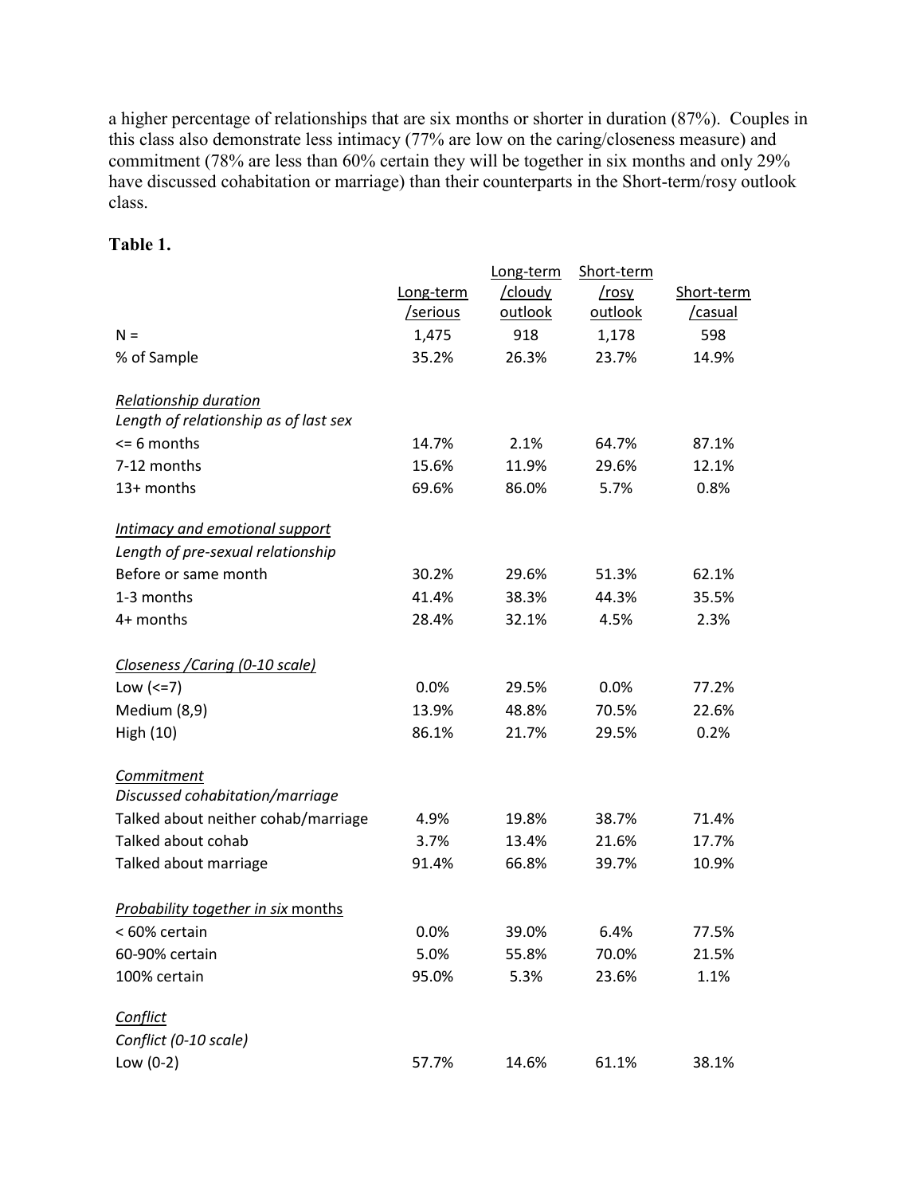a higher percentage of relationships that are six months or shorter in duration (87%). Couples in this class also demonstrate less intimacy (77% are low on the caring/closeness measure) and commitment (78% are less than 60% certain they will be together in six months and only 29% have discussed cohabitation or marriage) than their counterparts in the Short-term/rosy outlook class.

**Table 1.**

| | Long-term /serious | Long-term /cloudy outlook | Short-term /rosy outlook | Short-term /casual |
|---|---|---|---|---|
| N = | 1,475 | 918 | 1,178 | 598 |
| % of Sample | 35.2% | 26.3% | 23.7% | 14.9% |
| *Relationship duration* | | | | |
| *Length of relationship as of last sex* | | | | |
| <= 6 months | 14.7% | 2.1% | 64.7% | 87.1% |
| 7-12 months | 15.6% | 11.9% | 29.6% | 12.1% |
| 13+ months | 69.6% | 86.0% | 5.7% | 0.8% |
| *Intimacy and emotional support* | | | | |
| *Length of pre-sexual relationship* | | | | |
| Before or same month | 30.2% | 29.6% | 51.3% | 62.1% |
| 1-3 months | 41.4% | 38.3% | 44.3% | 35.5% |
| 4+ months | 28.4% | 32.1% | 4.5% | 2.3% |
| *Closeness /Caring (0-10 scale)* | | | | |
| Low (<=7) | 0.0% | 29.5% | 0.0% | 77.2% |
| Medium (8,9) | 13.9% | 48.8% | 70.5% | 22.6% |
| High (10) | 86.1% | 21.7% | 29.5% | 0.2% |
| *Commitment* | | | | |
| *Discussed cohabitation/marriage* | | | | |
| Talked about neither cohab/marriage | 4.9% | 19.8% | 38.7% | 71.4% |
| Talked about cohab | 3.7% | 13.4% | 21.6% | 17.7% |
| Talked about marriage | 91.4% | 66.8% | 39.7% | 10.9% |
| *Probability together in six* months | | | | |
| < 60% certain | 0.0% | 39.0% | 6.4% | 77.5% |
| 60-90% certain | 5.0% | 55.8% | 70.0% | 21.5% |
| 100% certain | 95.0% | 5.3% | 23.6% | 1.1% |
| *Conflict* | | | | |
| *Conflict (0-10 scale)* | | | | |
| Low (0-2) | 57.7% | 14.6% | 61.1% | 38.1% |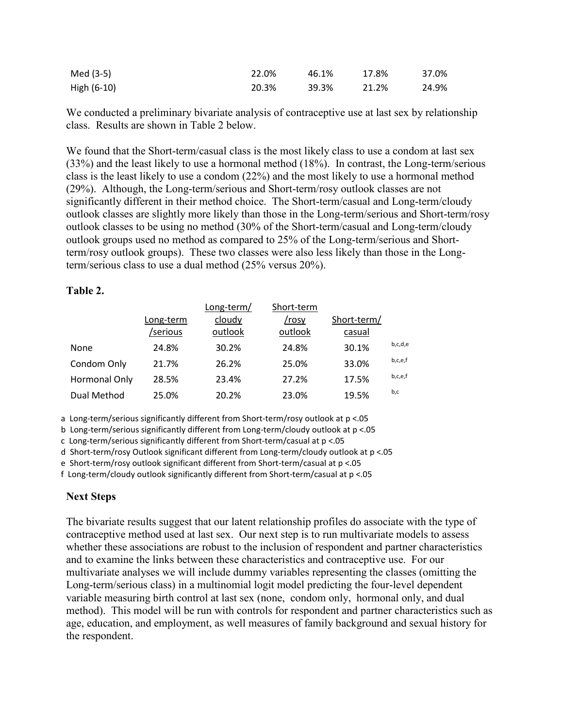| Med (3-5) | 22.0% | 46.1% | 17.8% | 37.0% |
|---|---|---|---|---|
| High (6-10) | 20.3% | 39.3% | 21.2% | 24.9% |

We conducted a preliminary bivariate analysis of contraceptive use at last sex by relationship class. Results are shown in Table 2 below.

We found that the Short-term/casual class is the most likely class to use a condom at last sex (33%) and the least likely to use a hormonal method (18%). In contrast, the Long-term/serious class is the least likely to use a condom (22%) and the most likely to use a hormonal method (29%). Although, the Long-term/serious and Short-term/rosy outlook classes are not significantly different in their method choice. The Short-term/casual and Long-term/cloudy outlook classes are slightly more likely than those in the Long-term/serious and Short-term/rosy outlook classes to be using no method (30% of the Short-term/casual and Long-term/cloudy outlook groups used no method as compared to 25% of the Long-term/serious and Short-term/rosy outlook groups). These two classes were also less likely than those in the Long-term/serious class to use a dual method (25% versus 20%).

**Table 2.**

| | Long-term /serious | Long-term/ cloudy outlook | Short-term /rosy outlook | Short-term/ casual | |
|---|---|---|---|---|---|
| None | 24.8% | 30.2% | 24.8% | 30.1% | b,c,d,e |
| Condom Only | 21.7% | 26.2% | 25.0% | 33.0% | b,c,e,f |
| Hormonal Only | 28.5% | 23.4% | 27.2% | 17.5% | b,c,e,f |
| Dual Method | 25.0% | 20.2% | 23.0% | 19.5% | b,c |

a Long-term/serious significantly different from Short-term/rosy outlook at $p < .05$
b Long-term/serious significantly different from Long-term/cloudy outlook at $p < .05$
c Long-term/serious significantly different from Short-term/casual at $p < .05$
d Short-term/rosy Outlook significant different from Long-term/cloudy outlook at $p < .05$
e Short-term/rosy outlook significant different from Short-term/casual at $p < .05$
f Long-term/cloudy outlook significantly different from Short-term/casual at $p < .05$

## Next Steps

The bivariate results suggest that our latent relationship profiles do associate with the type of contraceptive method used at last sex. Our next step is to run multivariate models to assess whether these associations are robust to the inclusion of respondent and partner characteristics and to examine the links between these characteristics and contraceptive use. For our multivariate analyses we will include dummy variables representing the classes (omitting the Long-term/serious class) in a multinomial logit model predicting the four-level dependent variable measuring birth control at last sex (none, condom only, hormonal only, and dual method). This model will be run with controls for respondent and partner characteristics such as age, education, and employment, as well measures of family background and sexual history for the respondent.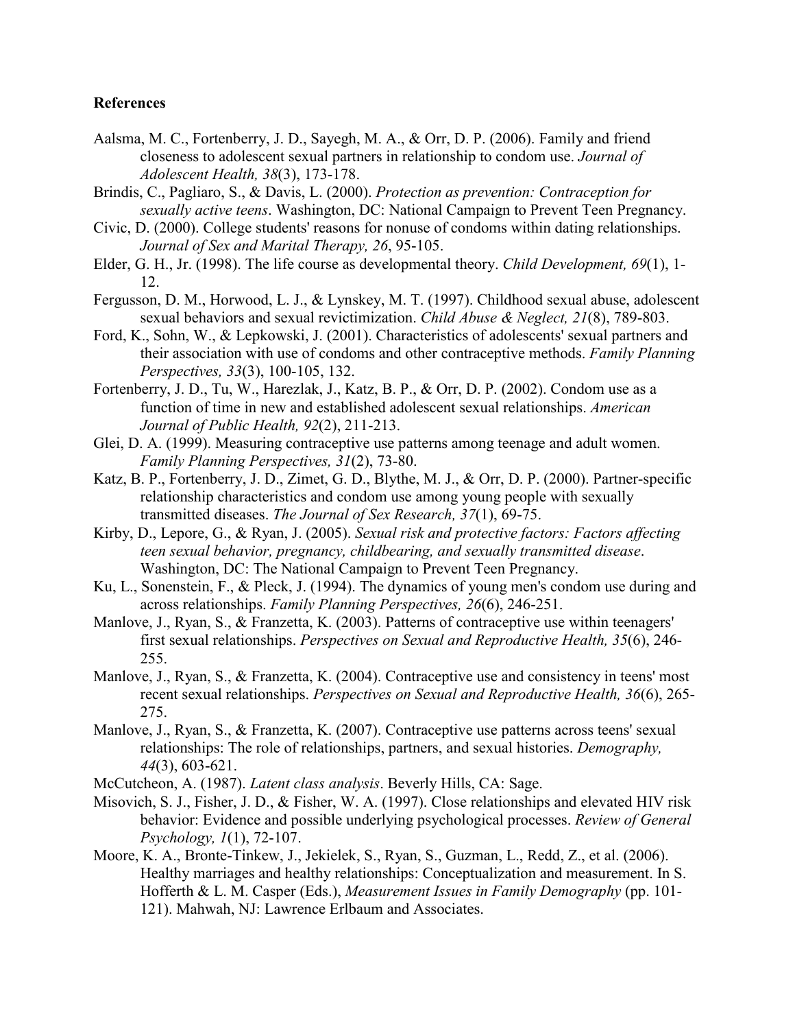**References**

Aalsma, M. C., Fortenberry, J. D., Sayegh, M. A., & Orr, D. P. (2006). Family and friend closeness to adolescent sexual partners in relationship to condom use. *Journal of Adolescent Health, 38*(3), 173-178.

Brindis, C., Pagliaro, S., & Davis, L. (2000). *Protection as prevention: Contraception for sexually active teens*. Washington, DC: National Campaign to Prevent Teen Pregnancy.

Civic, D. (2000). College students' reasons for nonuse of condoms within dating relationships. *Journal of Sex and Marital Therapy, 26*, 95-105.

Elder, G. H., Jr. (1998). The life course as developmental theory. *Child Development, 69*(1), 1-12.

Fergusson, D. M., Horwood, L. J., & Lynskey, M. T. (1997). Childhood sexual abuse, adolescent sexual behaviors and sexual revictimization. *Child Abuse & Neglect, 21*(8), 789-803.

Ford, K., Sohn, W., & Lepkowski, J. (2001). Characteristics of adolescents' sexual partners and their association with use of condoms and other contraceptive methods. *Family Planning Perspectives, 33*(3), 100-105, 132.

Fortenberry, J. D., Tu, W., Harezlak, J., Katz, B. P., & Orr, D. P. (2002). Condom use as a function of time in new and established adolescent sexual relationships. *American Journal of Public Health, 92*(2), 211-213.

Glei, D. A. (1999). Measuring contraceptive use patterns among teenage and adult women. *Family Planning Perspectives, 31*(2), 73-80.

Katz, B. P., Fortenberry, J. D., Zimet, G. D., Blythe, M. J., & Orr, D. P. (2000). Partner-specific relationship characteristics and condom use among young people with sexually transmitted diseases. *The Journal of Sex Research, 37*(1), 69-75.

Kirby, D., Lepore, G., & Ryan, J. (2005). *Sexual risk and protective factors: Factors affecting teen sexual behavior, pregnancy, childbearing, and sexually transmitted disease*. Washington, DC: The National Campaign to Prevent Teen Pregnancy.

Ku, L., Sonenstein, F., & Pleck, J. (1994). The dynamics of young men's condom use during and across relationships. *Family Planning Perspectives, 26*(6), 246-251.

Manlove, J., Ryan, S., & Franzetta, K. (2003). Patterns of contraceptive use within teenagers' first sexual relationships. *Perspectives on Sexual and Reproductive Health, 35*(6), 246-255.

Manlove, J., Ryan, S., & Franzetta, K. (2004). Contraceptive use and consistency in teens' most recent sexual relationships. *Perspectives on Sexual and Reproductive Health, 36*(6), 265-275.

Manlove, J., Ryan, S., & Franzetta, K. (2007). Contraceptive use patterns across teens' sexual relationships: The role of relationships, partners, and sexual histories. *Demography, 44*(3), 603-621.

McCutcheon, A. (1987). *Latent class analysis*. Beverly Hills, CA: Sage.

Misovich, S. J., Fisher, J. D., & Fisher, W. A. (1997). Close relationships and elevated HIV risk behavior: Evidence and possible underlying psychological processes. *Review of General Psychology, 1*(1), 72-107.

Moore, K. A., Bronte-Tinkew, J., Jekielek, S., Ryan, S., Guzman, L., Redd, Z., et al. (2006). Healthy marriages and healthy relationships: Conceptualization and measurement. In S. Hofferth & L. M. Casper (Eds.), *Measurement Issues in Family Demography* (pp. 101-121). Mahwah, NJ: Lawrence Erlbaum and Associates.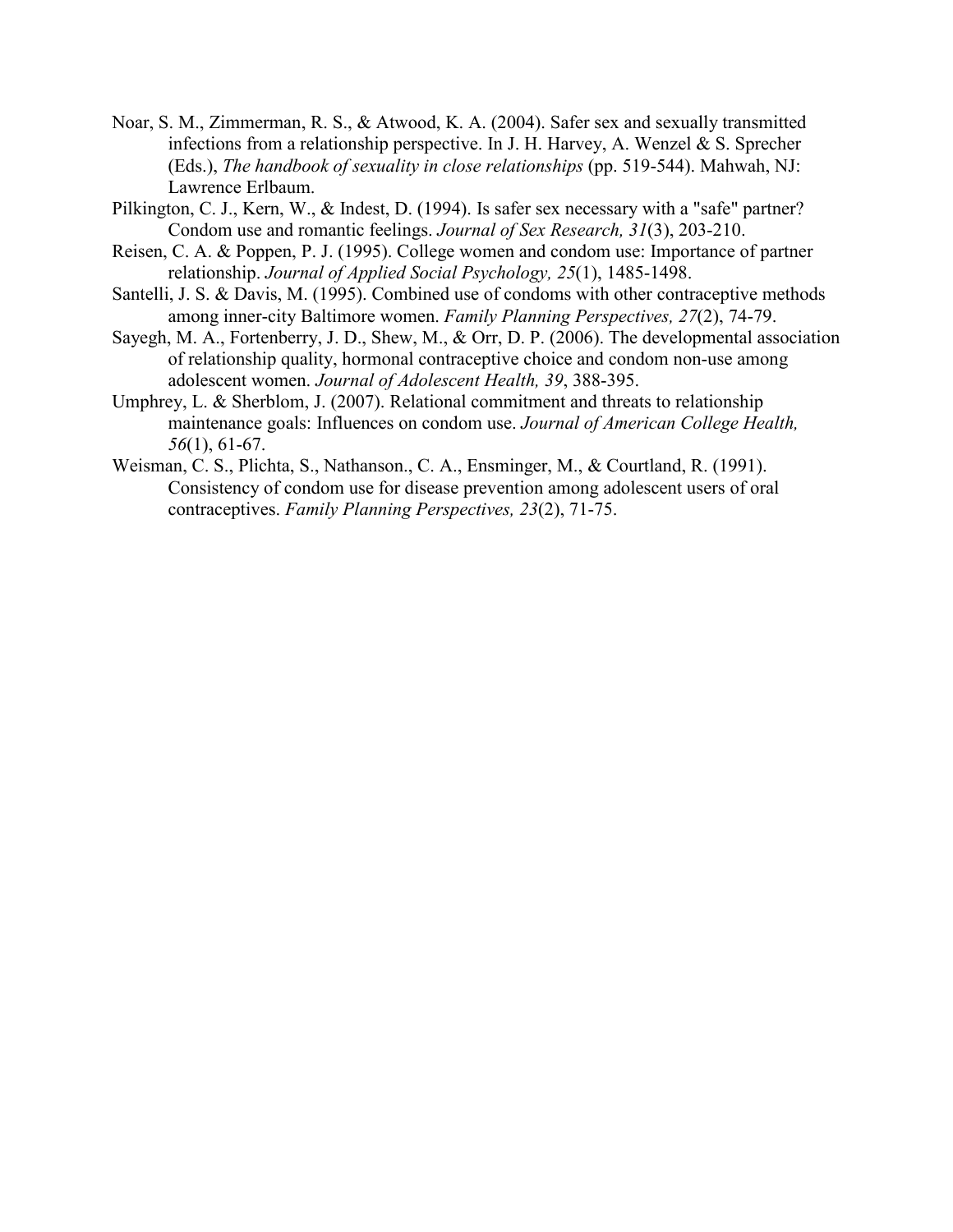Noar, S. M., Zimmerman, R. S., & Atwood, K. A. (2004). Safer sex and sexually transmitted infections from a relationship perspective. In J. H. Harvey, A. Wenzel & S. Sprecher (Eds.), *The handbook of sexuality in close relationships* (pp. 519-544). Mahwah, NJ: Lawrence Erlbaum.

Pilkington, C. J., Kern, W., & Indest, D. (1994). Is safer sex necessary with a "safe" partner? Condom use and romantic feelings. *Journal of Sex Research, 31*(3), 203-210.

Reisen, C. A. & Poppen, P. J. (1995). College women and condom use: Importance of partner relationship. *Journal of Applied Social Psychology, 25*(1), 1485-1498.

Santelli, J. S. & Davis, M. (1995). Combined use of condoms with other contraceptive methods among inner-city Baltimore women. *Family Planning Perspectives, 27*(2), 74-79.

Sayegh, M. A., Fortenberry, J. D., Shew, M., & Orr, D. P. (2006). The developmental association of relationship quality, hormonal contraceptive choice and condom non-use among adolescent women. *Journal of Adolescent Health, 39*, 388-395.

Umphrey, L. & Sherblom, J. (2007). Relational commitment and threats to relationship maintenance goals: Influences on condom use. *Journal of American College Health, 56*(1), 61-67.

Weisman, C. S., Plichta, S., Nathanson., C. A., Ensminger, M., & Courtland, R. (1991). Consistency of condom use for disease prevention among adolescent users of oral contraceptives. *Family Planning Perspectives, 23*(2), 71-75.